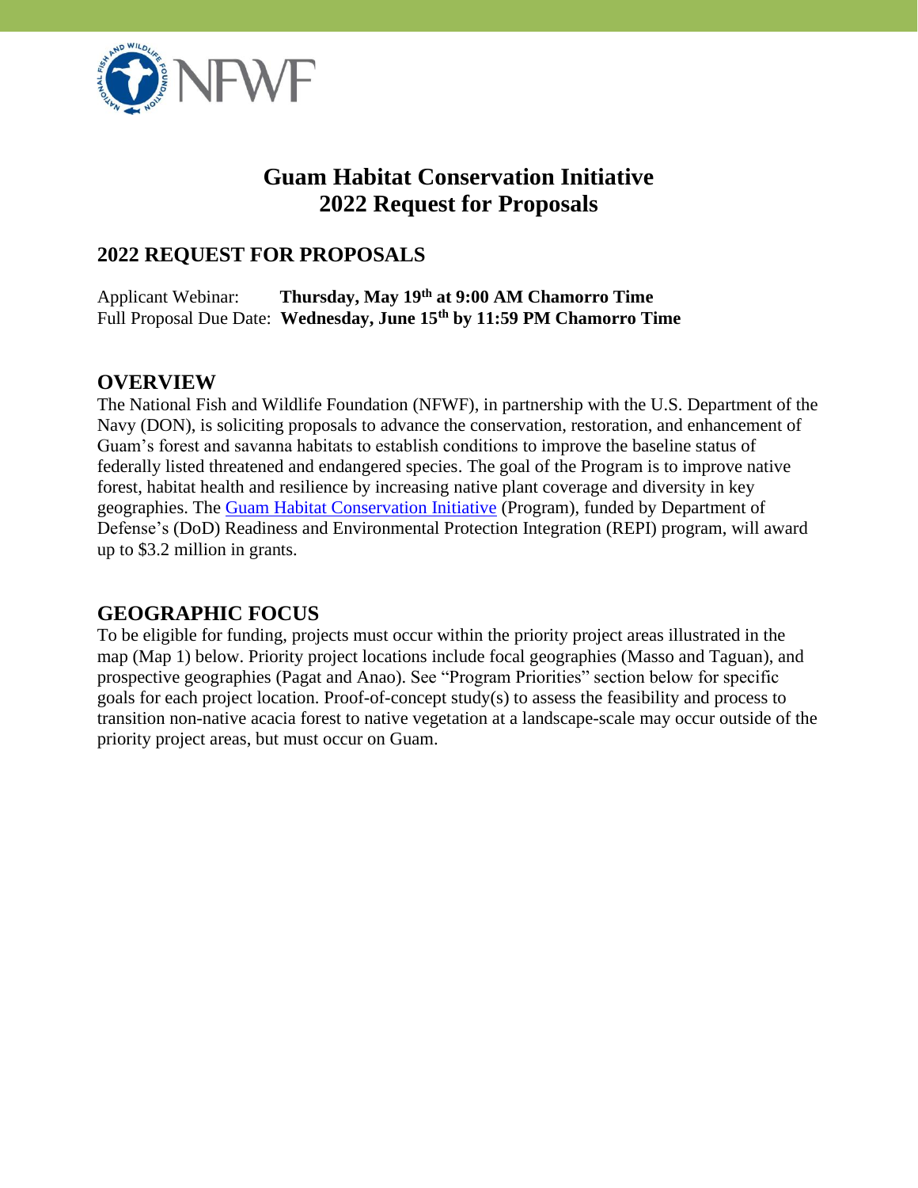# Guam Habitat Conservation Initiative 2022 Request for Proposals

## 2022 REQUEST FOR PROPOSALS

Applicant Webinar: **Thursday, May 19th at 9:00 AM Chamorro Time**
Full Proposal Due Date: **Wednesday, June 15th by 11:59 PM Chamorro Time**

## OVERVIEW

The National Fish and Wildlife Foundation (NFWF), in partnership with the U.S. Department of the Navy (DON), is soliciting proposals to advance the conservation, restoration, and enhancement of Guam's forest and savanna habitats to establish conditions to improve the baseline status of federally listed threatened and endangered species. The goal of the Program is to improve native forest, habitat health and resilience by increasing native plant coverage and diversity in key geographies. The Guam Habitat Conservation Initiative (Program), funded by Department of Defense's (DoD) Readiness and Environmental Protection Integration (REPI) program, will award up to $3.2 million in grants.

## GEOGRAPHIC FOCUS

To be eligible for funding, projects must occur within the priority project areas illustrated in the map (Map 1) below. Priority project locations include focal geographies (Masso and Taguan), and prospective geographies (Pagat and Anao). See "Program Priorities" section below for specific goals for each project location. Proof-of-concept study(s) to assess the feasibility and process to transition non-native acacia forest to native vegetation at a landscape-scale may occur outside of the priority project areas, but must occur on Guam.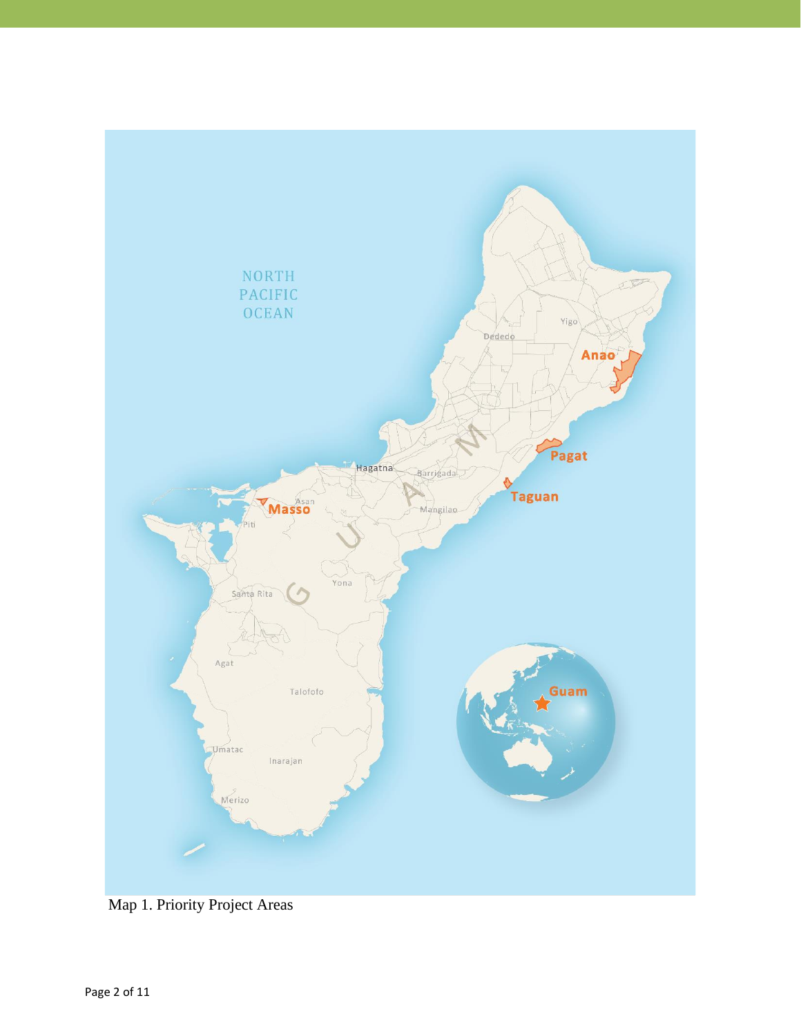Map 1. Priority Project Areas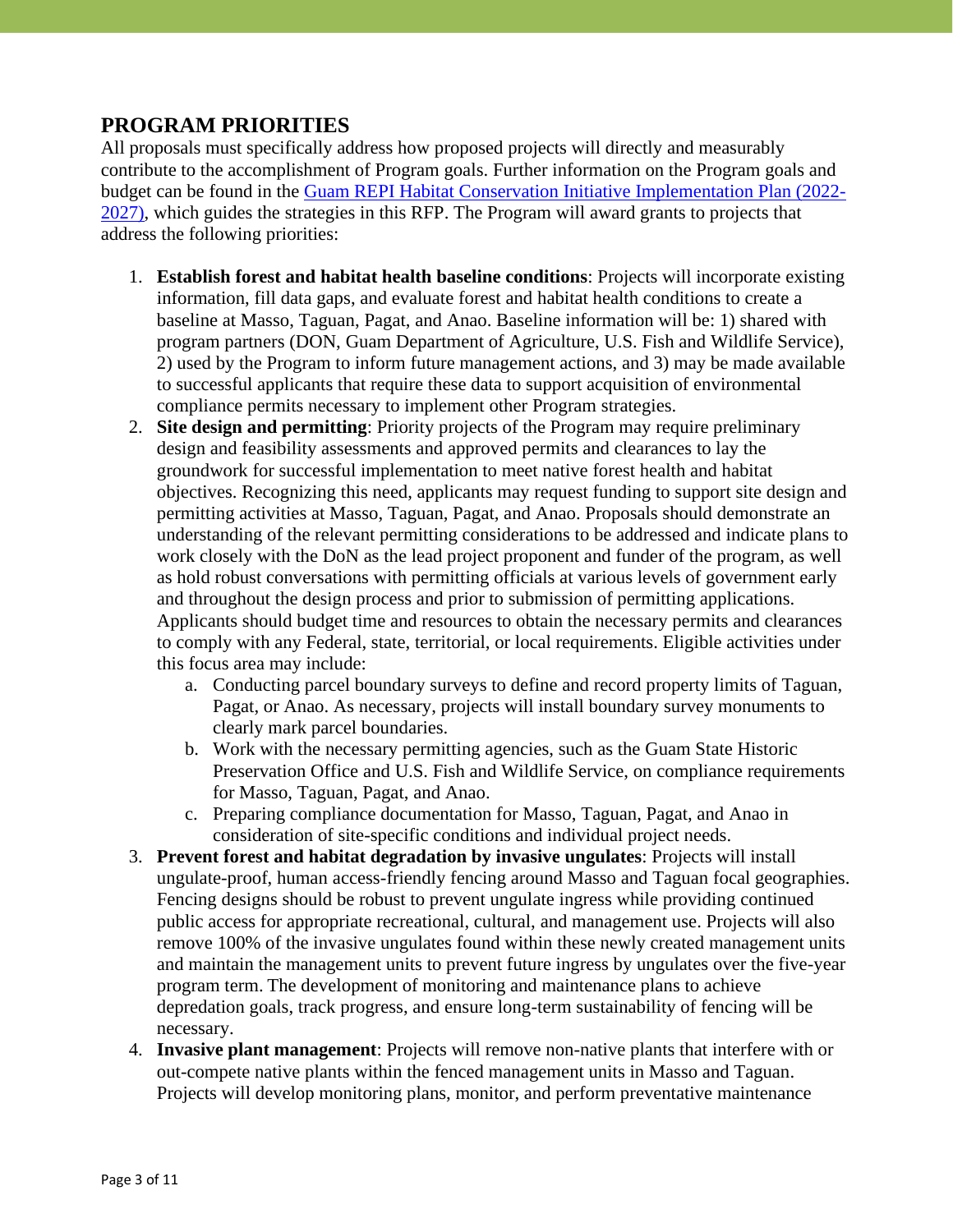## PROGRAM PRIORITIES

All proposals must specifically address how proposed projects will directly and measurably contribute to the accomplishment of Program goals. Further information on the Program goals and budget can be found in the [Guam REPI Habitat Conservation Initiative Implementation Plan (2022-2027)](), which guides the strategies in this RFP. The Program will award grants to projects that address the following priorities:

1. **Establish forest and habitat health baseline conditions**: Projects will incorporate existing information, fill data gaps, and evaluate forest and habitat health conditions to create a baseline at Masso, Taguan, Pagat, and Anao. Baseline information will be: 1) shared with program partners (DON, Guam Department of Agriculture, U.S. Fish and Wildlife Service), 2) used by the Program to inform future management actions, and 3) may be made available to successful applicants that require these data to support acquisition of environmental compliance permits necessary to implement other Program strategies.
2. **Site design and permitting**: Priority projects of the Program may require preliminary design and feasibility assessments and approved permits and clearances to lay the groundwork for successful implementation to meet native forest health and habitat objectives. Recognizing this need, applicants may request funding to support site design and permitting activities at Masso, Taguan, Pagat, and Anao. Proposals should demonstrate an understanding of the relevant permitting considerations to be addressed and indicate plans to work closely with the DoN as the lead project proponent and funder of the program, as well as hold robust conversations with permitting officials at various levels of government early and throughout the design process and prior to submission of permitting applications. Applicants should budget time and resources to obtain the necessary permits and clearances to comply with any Federal, state, territorial, or local requirements. Eligible activities under this focus area may include:
    a. Conducting parcel boundary surveys to define and record property limits of Taguan, Pagat, or Anao. As necessary, projects will install boundary survey monuments to clearly mark parcel boundaries.
    b. Work with the necessary permitting agencies, such as the Guam State Historic Preservation Office and U.S. Fish and Wildlife Service, on compliance requirements for Masso, Taguan, Pagat, and Anao.
    c. Preparing compliance documentation for Masso, Taguan, Pagat, and Anao in consideration of site-specific conditions and individual project needs.
3. **Prevent forest and habitat degradation by invasive ungulates**: Projects will install ungulate-proof, human access-friendly fencing around Masso and Taguan focal geographies. Fencing designs should be robust to prevent ungulate ingress while providing continued public access for appropriate recreational, cultural, and management use. Projects will also remove 100% of the invasive ungulates found within these newly created management units and maintain the management units to prevent future ingress by ungulates over the five-year program term. The development of monitoring and maintenance plans to achieve depredation goals, track progress, and ensure long-term sustainability of fencing will be necessary.
4. **Invasive plant management**: Projects will remove non-native plants that interfere with or out-compete native plants within the fenced management units in Masso and Taguan. Projects will develop monitoring plans, monitor, and perform preventative maintenance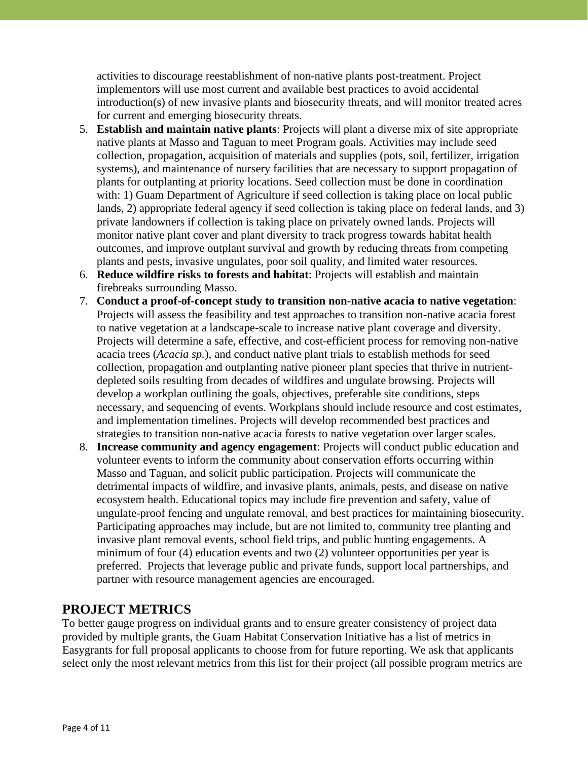activities to discourage reestablishment of non-native plants post-treatment. Project implementors will use most current and available best practices to avoid accidental introduction(s) of new invasive plants and biosecurity threats, and will monitor treated acres for current and emerging biosecurity threats.

5. **Establish and maintain native plants**: Projects will plant a diverse mix of site appropriate native plants at Masso and Taguan to meet Program goals. Activities may include seed collection, propagation, acquisition of materials and supplies (pots, soil, fertilizer, irrigation systems), and maintenance of nursery facilities that are necessary to support propagation of plants for outplanting at priority locations. Seed collection must be done in coordination with: 1) Guam Department of Agriculture if seed collection is taking place on local public lands, 2) appropriate federal agency if seed collection is taking place on federal lands, and 3) private landowners if collection is taking place on privately owned lands. Projects will monitor native plant cover and plant diversity to track progress towards habitat health outcomes, and improve outplant survival and growth by reducing threats from competing plants and pests, invasive ungulates, poor soil quality, and limited water resources.
6. **Reduce wildfire risks to forests and habitat**: Projects will establish and maintain firebreaks surrounding Masso.
7. **Conduct a proof-of-concept study to transition non-native acacia to native vegetation**: Projects will assess the feasibility and test approaches to transition non-native acacia forest to native vegetation at a landscape-scale to increase native plant coverage and diversity. Projects will determine a safe, effective, and cost-efficient process for removing non-native acacia trees (*Acacia sp.*), and conduct native plant trials to establish methods for seed collection, propagation and outplanting native pioneer plant species that thrive in nutrient-depleted soils resulting from decades of wildfires and ungulate browsing. Projects will develop a workplan outlining the goals, objectives, preferable site conditions, steps necessary, and sequencing of events. Workplans should include resource and cost estimates, and implementation timelines. Projects will develop recommended best practices and strategies to transition non-native acacia forests to native vegetation over larger scales.
8. **Increase community and agency engagement**: Projects will conduct public education and volunteer events to inform the community about conservation efforts occurring within Masso and Taguan, and solicit public participation. Projects will communicate the detrimental impacts of wildfire, and invasive plants, animals, pests, and disease on native ecosystem health. Educational topics may include fire prevention and safety, value of ungulate-proof fencing and ungulate removal, and best practices for maintaining biosecurity. Participating approaches may include, but are not limited to, community tree planting and invasive plant removal events, school field trips, and public hunting engagements. A minimum of four (4) education events and two (2) volunteer opportunities per year is preferred. Projects that leverage public and private funds, support local partnerships, and partner with resource management agencies are encouraged.

## PROJECT METRICS

To better gauge progress on individual grants and to ensure greater consistency of project data provided by multiple grants, the Guam Habitat Conservation Initiative has a list of metrics in Easygrants for full proposal applicants to choose from for future reporting. We ask that applicants select only the most relevant metrics from this list for their project (all possible program metrics are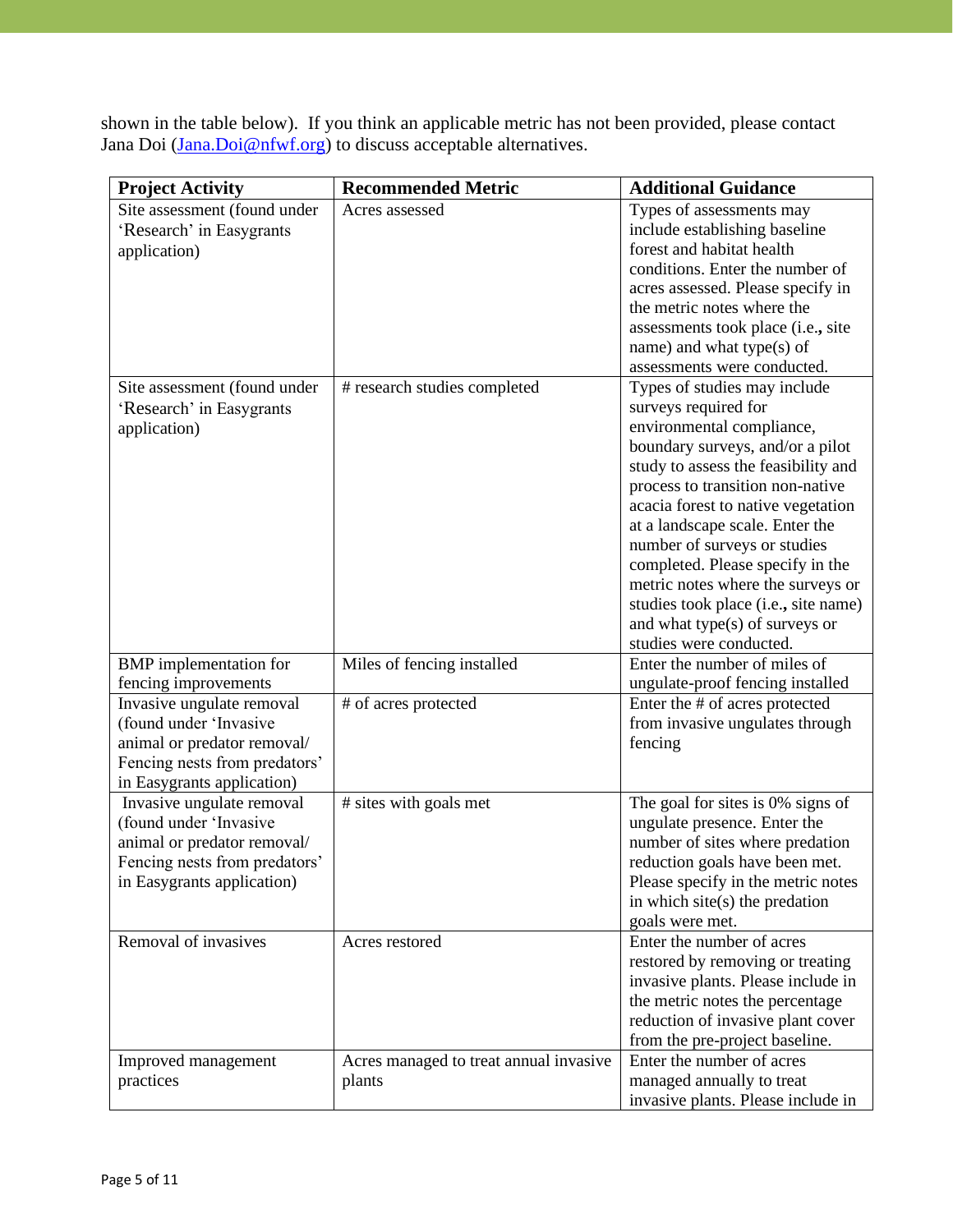shown in the table below). If you think an applicable metric has not been provided, please contact Jana Doi (Jana.Doi@nfwf.org) to discuss acceptable alternatives.

| Project Activity | Recommended Metric | Additional Guidance |
|---|---|---|
| Site assessment (found under 'Research' in Easygrants application) | Acres assessed | Types of assessments may include establishing baseline forest and habitat health conditions. Enter the number of acres assessed. Please specify in the metric notes where the assessments took place (i.e., site name) and what type(s) of assessments were conducted. |
| Site assessment (found under 'Research' in Easygrants application) | # research studies completed | Types of studies may include surveys required for environmental compliance, boundary surveys, and/or a pilot study to assess the feasibility and process to transition non-native acacia forest to native vegetation at a landscape scale. Enter the number of surveys or studies completed. Please specify in the metric notes where the surveys or studies took place (i.e., site name) and what type(s) of surveys or studies were conducted. |
| BMP implementation for fencing improvements | Miles of fencing installed | Enter the number of miles of ungulate-proof fencing installed |
| Invasive ungulate removal (found under 'Invasive animal or predator removal/ Fencing nests from predators' in Easygrants application) | # of acres protected | Enter the # of acres protected from invasive ungulates through fencing |
| Invasive ungulate removal (found under 'Invasive animal or predator removal/ Fencing nests from predators' in Easygrants application) | # sites with goals met | The goal for sites is 0% signs of ungulate presence. Enter the number of sites where predation reduction goals have been met. Please specify in the metric notes in which site(s) the predation goals were met. |
| Removal of invasives | Acres restored | Enter the number of acres restored by removing or treating invasive plants. Please include in the metric notes the percentage reduction of invasive plant cover from the pre-project baseline. |
| Improved management practices | Acres managed to treat annual invasive plants | Enter the number of acres managed annually to treat invasive plants. Please include in |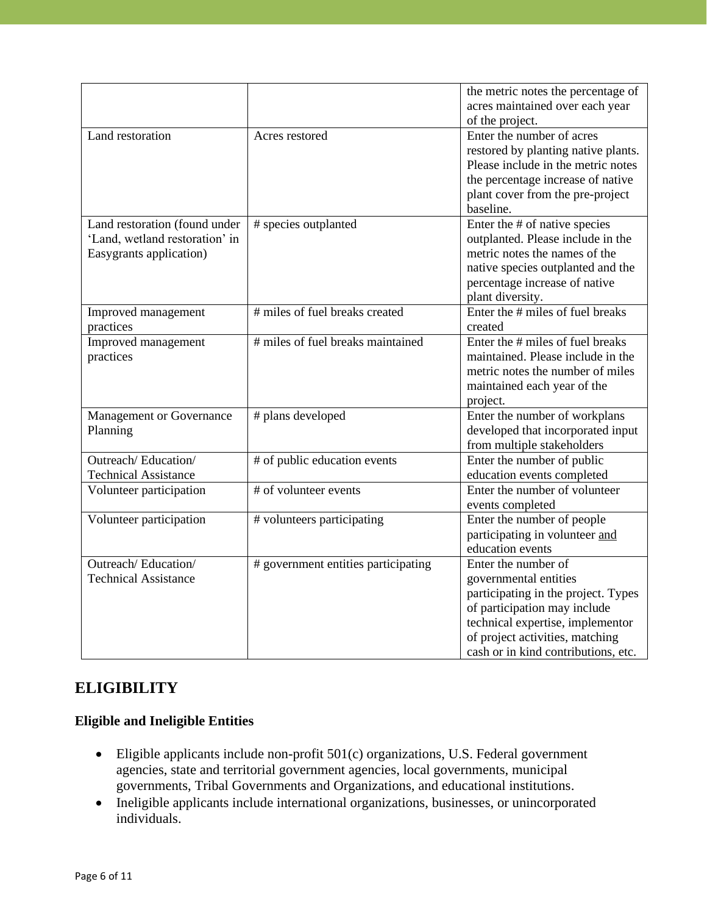| | | |
|---|---|---|
| | | the metric notes the percentage of acres maintained over each year of the project. |
| Land restoration | Acres restored | Enter the number of acres restored by planting native plants. Please include in the metric notes the percentage increase of native plant cover from the pre-project baseline. |
| Land restoration (found under 'Land, wetland restoration' in Easygrants application) | # species outplanted | Enter the # of native species outplanted. Please include in the metric notes the names of the native species outplanted and the percentage increase of native plant diversity. |
| Improved management practices | # miles of fuel breaks created | Enter the # miles of fuel breaks created |
| Improved management practices | # miles of fuel breaks maintained | Enter the # miles of fuel breaks maintained. Please include in the metric notes the number of miles maintained each year of the project. |
| Management or Governance Planning | # plans developed | Enter the number of workplans developed that incorporated input from multiple stakeholders |
| Outreach/ Education/ Technical Assistance | # of public education events | Enter the number of public education events completed |
| Volunteer participation | # of volunteer events | Enter the number of volunteer events completed |
| Volunteer participation | # volunteers participating | Enter the number of people participating in volunteer and education events |
| Outreach/ Education/ Technical Assistance | # government entities participating | Enter the number of governmental entities participating in the project. Types of participation may include technical expertise, implementor of project activities, matching cash or in kind contributions, etc. |

## ELIGIBILITY

### Eligible and Ineligible Entities

- Eligible applicants include non-profit 501(c) organizations, U.S. Federal government agencies, state and territorial government agencies, local governments, municipal governments, Tribal Governments and Organizations, and educational institutions.
- Ineligible applicants include international organizations, businesses, or unincorporated individuals.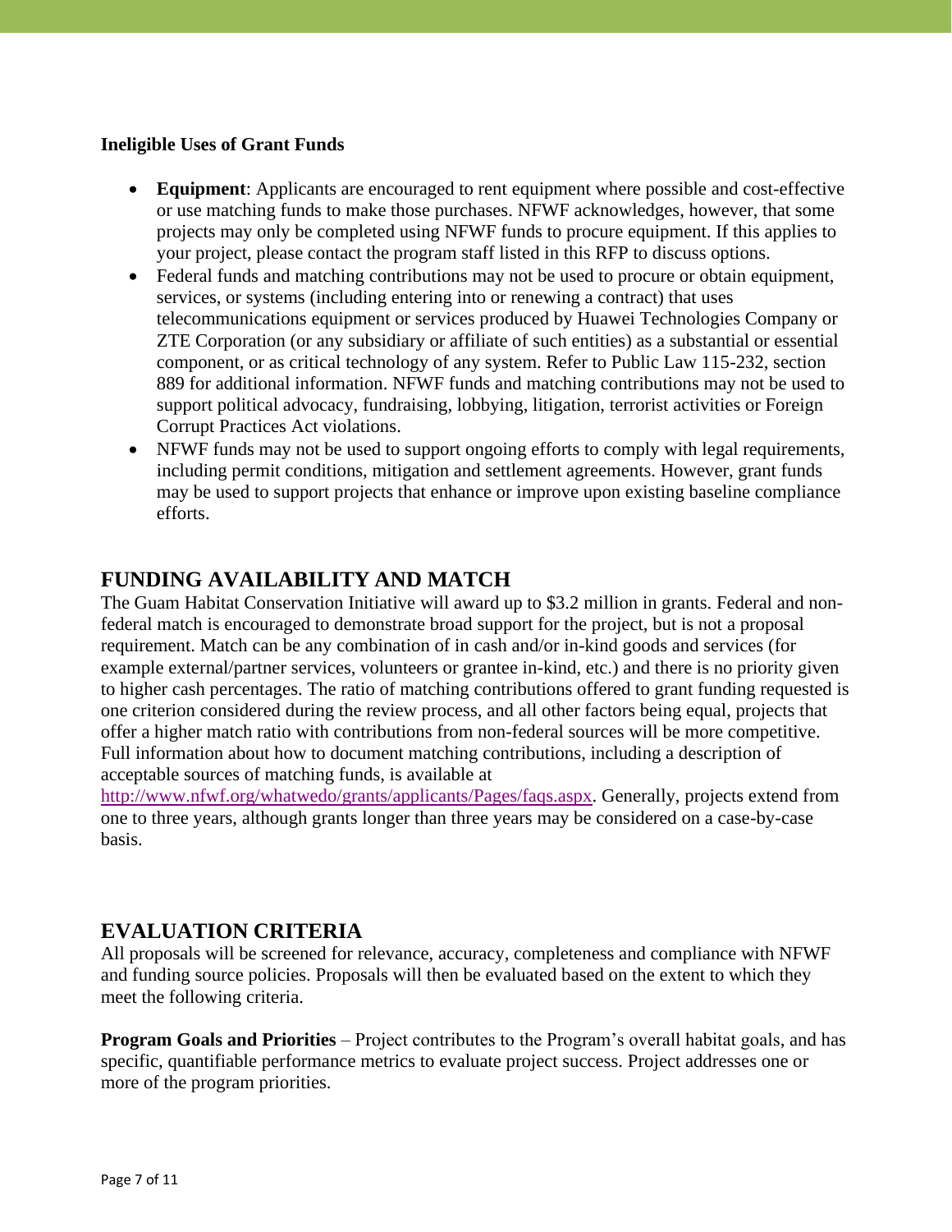**Ineligible Uses of Grant Funds**

- **Equipment**: Applicants are encouraged to rent equipment where possible and cost-effective or use matching funds to make those purchases. NFWF acknowledges, however, that some projects may only be completed using NFWF funds to procure equipment. If this applies to your project, please contact the program staff listed in this RFP to discuss options.
- Federal funds and matching contributions may not be used to procure or obtain equipment, services, or systems (including entering into or renewing a contract) that uses telecommunications equipment or services produced by Huawei Technologies Company or ZTE Corporation (or any subsidiary or affiliate of such entities) as a substantial or essential component, or as critical technology of any system. Refer to Public Law 115-232, section 889 for additional information. NFWF funds and matching contributions may not be used to support political advocacy, fundraising, lobbying, litigation, terrorist activities or Foreign Corrupt Practices Act violations.
- NFWF funds may not be used to support ongoing efforts to comply with legal requirements, including permit conditions, mitigation and settlement agreements. However, grant funds may be used to support projects that enhance or improve upon existing baseline compliance efforts.

## FUNDING AVAILABILITY AND MATCH

The Guam Habitat Conservation Initiative will award up to $3.2 million in grants. Federal and non-federal match is encouraged to demonstrate broad support for the project, but is not a proposal requirement. Match can be any combination of in cash and/or in-kind goods and services (for example external/partner services, volunteers or grantee in-kind, etc.) and there is no priority given to higher cash percentages. The ratio of matching contributions offered to grant funding requested is one criterion considered during the review process, and all other factors being equal, projects that offer a higher match ratio with contributions from non-federal sources will be more competitive. Full information about how to document matching contributions, including a description of acceptable sources of matching funds, is available at [http://www.nfwf.org/whatwedo/grants/applicants/Pages/faqs.aspx](http://www.nfwf.org/whatwedo/grants/applicants/Pages/faqs.aspx). Generally, projects extend from one to three years, although grants longer than three years may be considered on a case-by-case basis.

## EVALUATION CRITERIA

All proposals will be screened for relevance, accuracy, completeness and compliance with NFWF and funding source policies. Proposals will then be evaluated based on the extent to which they meet the following criteria.

**Program Goals and Priorities** – Project contributes to the Program's overall habitat goals, and has specific, quantifiable performance metrics to evaluate project success. Project addresses one or more of the program priorities.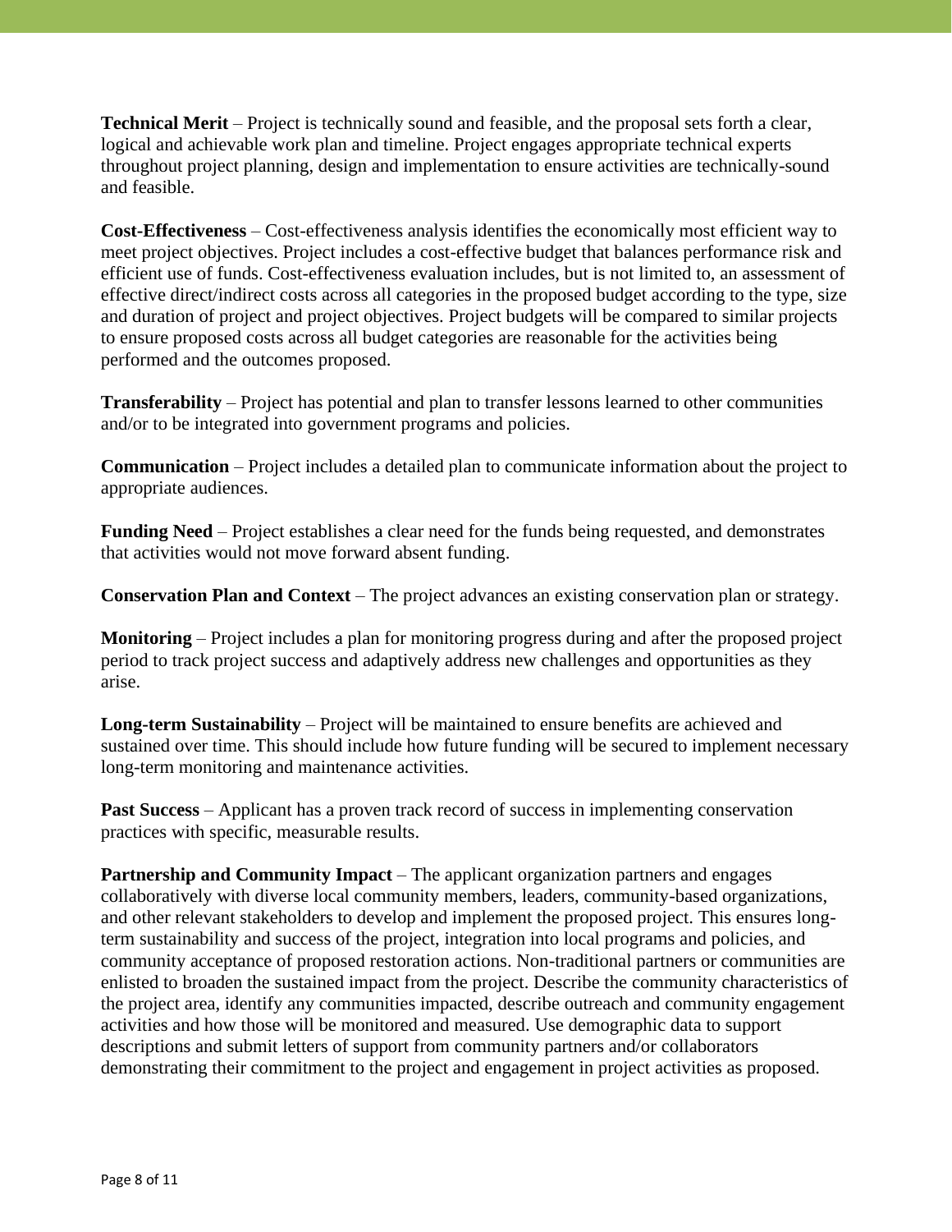**Technical Merit** – Project is technically sound and feasible, and the proposal sets forth a clear, logical and achievable work plan and timeline. Project engages appropriate technical experts throughout project planning, design and implementation to ensure activities are technically-sound and feasible.

**Cost-Effectiveness** – Cost-effectiveness analysis identifies the economically most efficient way to meet project objectives. Project includes a cost-effective budget that balances performance risk and efficient use of funds. Cost-effectiveness evaluation includes, but is not limited to, an assessment of effective direct/indirect costs across all categories in the proposed budget according to the type, size and duration of project and project objectives. Project budgets will be compared to similar projects to ensure proposed costs across all budget categories are reasonable for the activities being performed and the outcomes proposed.

**Transferability** – Project has potential and plan to transfer lessons learned to other communities and/or to be integrated into government programs and policies.

**Communication** – Project includes a detailed plan to communicate information about the project to appropriate audiences.

**Funding Need** – Project establishes a clear need for the funds being requested, and demonstrates that activities would not move forward absent funding.

**Conservation Plan and Context** – The project advances an existing conservation plan or strategy.

**Monitoring** – Project includes a plan for monitoring progress during and after the proposed project period to track project success and adaptively address new challenges and opportunities as they arise.

**Long-term Sustainability** – Project will be maintained to ensure benefits are achieved and sustained over time. This should include how future funding will be secured to implement necessary long-term monitoring and maintenance activities.

**Past Success** – Applicant has a proven track record of success in implementing conservation practices with specific, measurable results.

**Partnership and Community Impact** – The applicant organization partners and engages collaboratively with diverse local community members, leaders, community-based organizations, and other relevant stakeholders to develop and implement the proposed project. This ensures long-term sustainability and success of the project, integration into local programs and policies, and community acceptance of proposed restoration actions. Non-traditional partners or communities are enlisted to broaden the sustained impact from the project. Describe the community characteristics of the project area, identify any communities impacted, describe outreach and community engagement activities and how those will be monitored and measured. Use demographic data to support descriptions and submit letters of support from community partners and/or collaborators demonstrating their commitment to the project and engagement in project activities as proposed.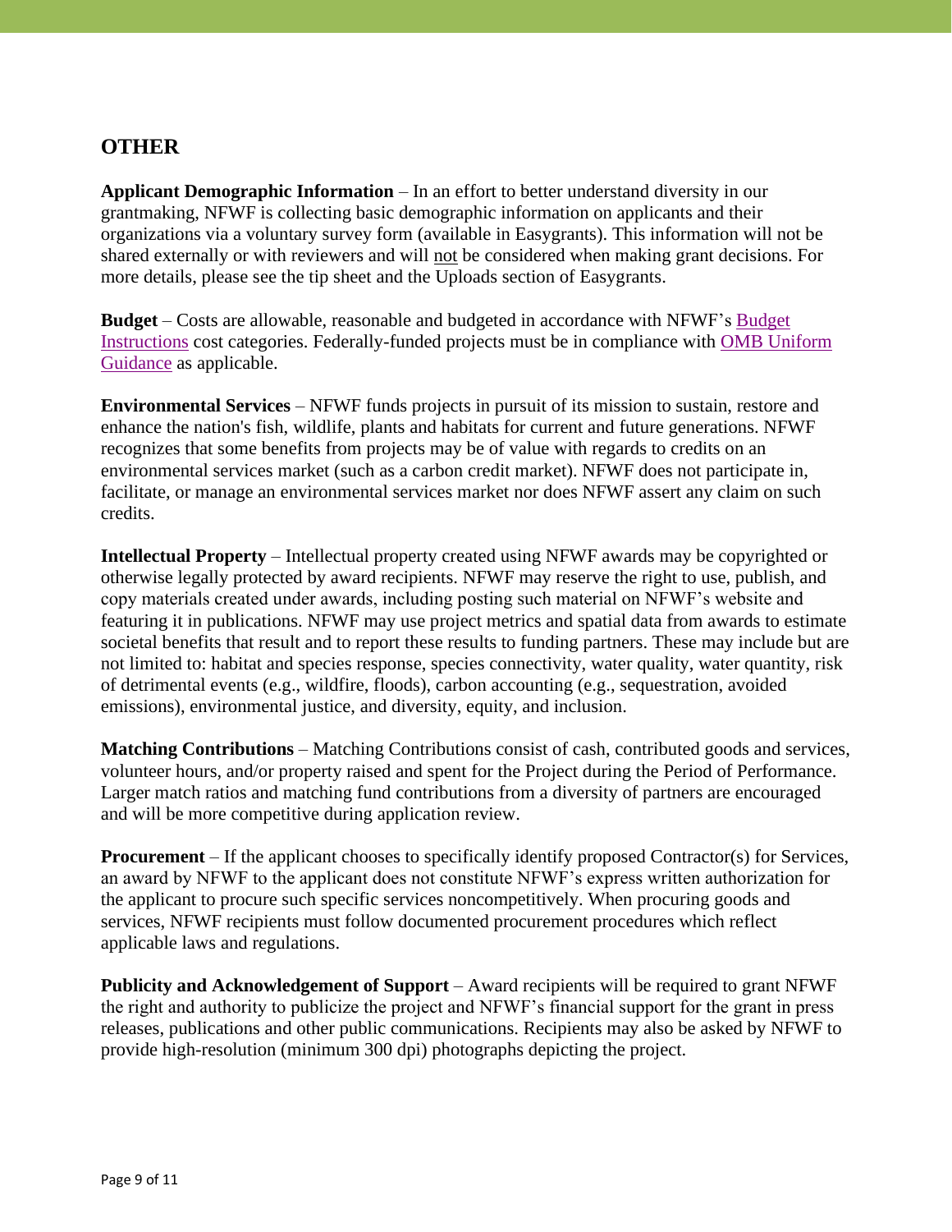## OTHER

**Applicant Demographic Information** – In an effort to better understand diversity in our grantmaking, NFWF is collecting basic demographic information on applicants and their organizations via a voluntary survey form (available in Easygrants). This information will not be shared externally or with reviewers and will not be considered when making grant decisions. For more details, please see the tip sheet and the Uploads section of Easygrants.

**Budget** – Costs are allowable, reasonable and budgeted in accordance with NFWF's Budget Instructions cost categories. Federally-funded projects must be in compliance with OMB Uniform Guidance as applicable.

**Environmental Services** – NFWF funds projects in pursuit of its mission to sustain, restore and enhance the nation's fish, wildlife, plants and habitats for current and future generations. NFWF recognizes that some benefits from projects may be of value with regards to credits on an environmental services market (such as a carbon credit market). NFWF does not participate in, facilitate, or manage an environmental services market nor does NFWF assert any claim on such credits.

**Intellectual Property** – Intellectual property created using NFWF awards may be copyrighted or otherwise legally protected by award recipients. NFWF may reserve the right to use, publish, and copy materials created under awards, including posting such material on NFWF's website and featuring it in publications. NFWF may use project metrics and spatial data from awards to estimate societal benefits that result and to report these results to funding partners. These may include but are not limited to: habitat and species response, species connectivity, water quality, water quantity, risk of detrimental events (e.g., wildfire, floods), carbon accounting (e.g., sequestration, avoided emissions), environmental justice, and diversity, equity, and inclusion.

**Matching Contributions** – Matching Contributions consist of cash, contributed goods and services, volunteer hours, and/or property raised and spent for the Project during the Period of Performance. Larger match ratios and matching fund contributions from a diversity of partners are encouraged and will be more competitive during application review.

**Procurement** – If the applicant chooses to specifically identify proposed Contractor(s) for Services, an award by NFWF to the applicant does not constitute NFWF's express written authorization for the applicant to procure such specific services noncompetitively. When procuring goods and services, NFWF recipients must follow documented procurement procedures which reflect applicable laws and regulations.

**Publicity and Acknowledgement of Support** – Award recipients will be required to grant NFWF the right and authority to publicize the project and NFWF's financial support for the grant in press releases, publications and other public communications. Recipients may also be asked by NFWF to provide high-resolution (minimum 300 dpi) photographs depicting the project.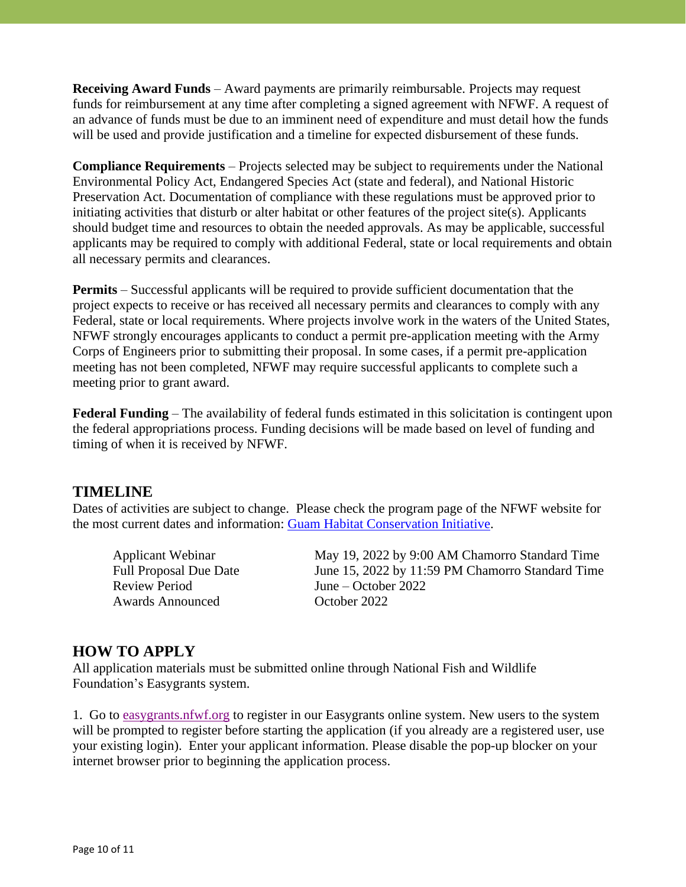**Receiving Award Funds** – Award payments are primarily reimbursable. Projects may request funds for reimbursement at any time after completing a signed agreement with NFWF. A request of an advance of funds must be due to an imminent need of expenditure and must detail how the funds will be used and provide justification and a timeline for expected disbursement of these funds.

**Compliance Requirements** – Projects selected may be subject to requirements under the National Environmental Policy Act, Endangered Species Act (state and federal), and National Historic Preservation Act. Documentation of compliance with these regulations must be approved prior to initiating activities that disturb or alter habitat or other features of the project site(s). Applicants should budget time and resources to obtain the needed approvals. As may be applicable, successful applicants may be required to comply with additional Federal, state or local requirements and obtain all necessary permits and clearances.

**Permits** – Successful applicants will be required to provide sufficient documentation that the project expects to receive or has received all necessary permits and clearances to comply with any Federal, state or local requirements. Where projects involve work in the waters of the United States, NFWF strongly encourages applicants to conduct a permit pre-application meeting with the Army Corps of Engineers prior to submitting their proposal. In some cases, if a permit pre-application meeting has not been completed, NFWF may require successful applicants to complete such a meeting prior to grant award.

**Federal Funding** – The availability of federal funds estimated in this solicitation is contingent upon the federal appropriations process. Funding decisions will be made based on level of funding and timing of when it is received by NFWF.

## TIMELINE

Dates of activities are subject to change. Please check the program page of the NFWF website for the most current dates and information: Guam Habitat Conservation Initiative.

| | |
|---|---|
| Applicant Webinar | May 19, 2022 by 9:00 AM Chamorro Standard Time |
| Full Proposal Due Date | June 15, 2022 by 11:59 PM Chamorro Standard Time |
| Review Period | June – October 2022 |
| Awards Announced | October 2022 |

## HOW TO APPLY

All application materials must be submitted online through National Fish and Wildlife Foundation's Easygrants system.

1. Go to easygrants.nfwf.org to register in our Easygrants online system. New users to the system will be prompted to register before starting the application (if you already are a registered user, use your existing login). Enter your applicant information. Please disable the pop-up blocker on your internet browser prior to beginning the application process.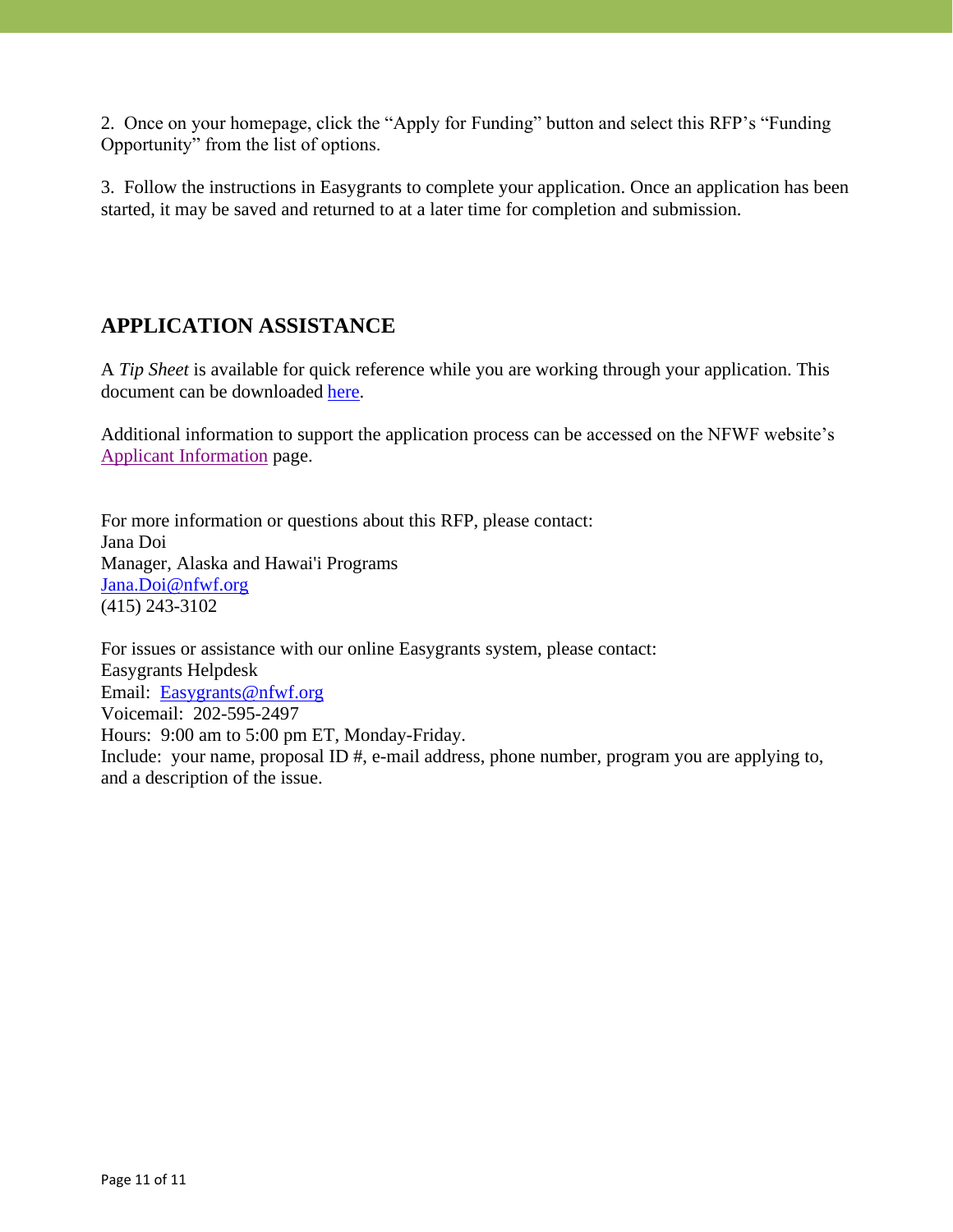2. Once on your homepage, click the "Apply for Funding" button and select this RFP's "Funding Opportunity" from the list of options.

3. Follow the instructions in Easygrants to complete your application. Once an application has been started, it may be saved and returned to at a later time for completion and submission.

## APPLICATION ASSISTANCE

A *Tip Sheet* is available for quick reference while you are working through your application. This document can be downloaded here.

Additional information to support the application process can be accessed on the NFWF website's Applicant Information page.

For more information or questions about this RFP, please contact:
Jana Doi
Manager, Alaska and Hawai'i Programs
Jana.Doi@nfwf.org
(415) 243-3102

For issues or assistance with our online Easygrants system, please contact:
Easygrants Helpdesk
Email: Easygrants@nfwf.org
Voicemail: 202-595-2497
Hours: 9:00 am to 5:00 pm ET, Monday-Friday.
Include: your name, proposal ID #, e-mail address, phone number, program you are applying to, and a description of the issue.